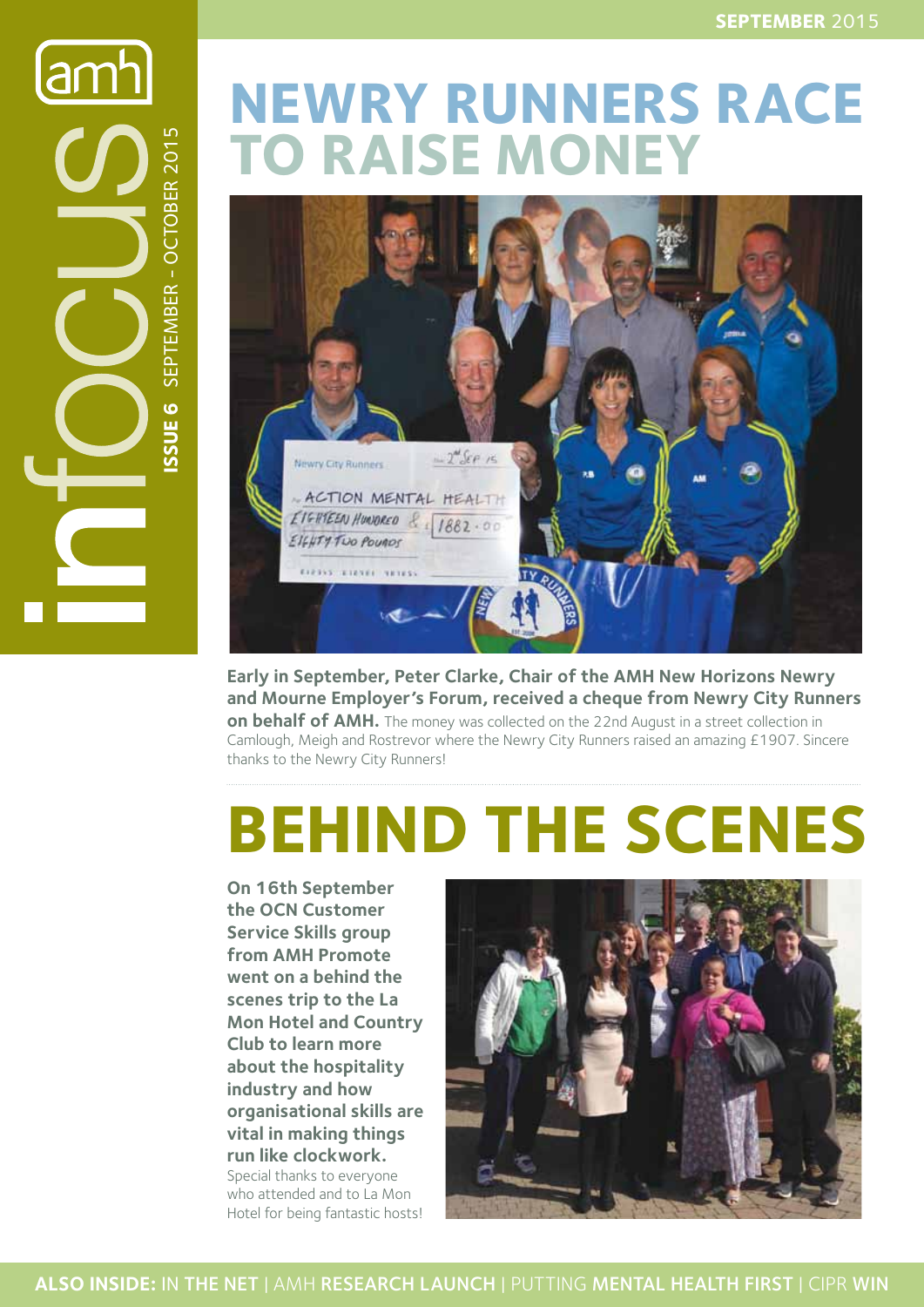**SEPTEMBER** 2015

amh infocus **ISSUE 6** SEPTEMBER – OCTOBER 2015

# NEWRY RUNNERS RACE TO RAISE MONEY

**Early in September, Peter Clarke, Chair of the AMH New Horizons Newry and Mourne Employer's Forum, received a cheque from Newry City Runners on behalf of AMH.** The money was collected on the 22nd August in a street collection in Camlough, Meigh and Rostrevor where the Newry City Runners raised an amazing £1907. Sincere thanks to the Newry City Runners!

# BEHIND THE SCENES

**On 16th September the OCN Customer Service Skills group from AMH Promote went on a behind the scenes trip to the La Mon Hotel and Country Club to learn more about the hospitality industry and how organisational skills are vital in making things run like clockwork.** Special thanks to everyone who attended and to La Mon Hotel for being fantastic hosts!

**ALSO INSIDE:** IN **THE NET** | AMH **RESEARCH LAUNCH** | PUTTING **MENTAL HEALTH FIRST** | CIPR **WIN**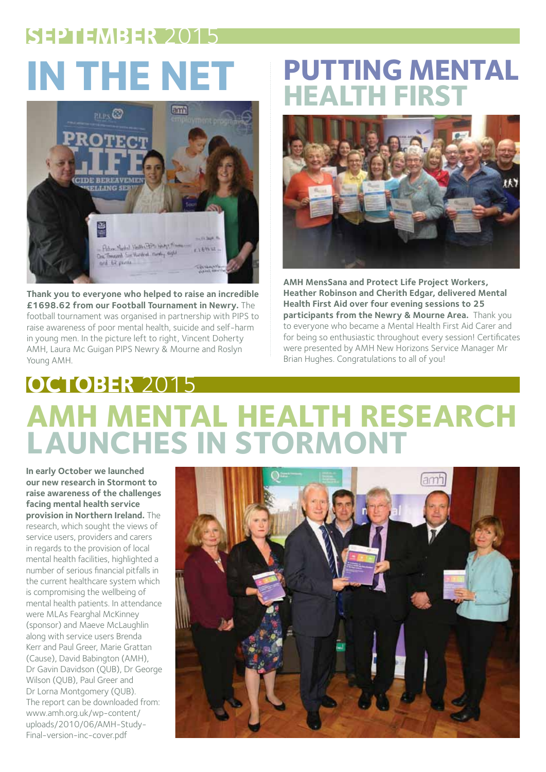## SEPTEMBER 2015

# IN THE NET

**Thank you to everyone who helped to raise an incredible £1698.62 from our Football Tournament in Newry.** The football tournament was organised in partnership with PIPS to raise awareness of poor mental health, suicide and self-harm in young men. In the picture left to right, Vincent Doherty AMH, Laura Mc Guigan PIPS Newry & Mourne and Roslyn Young AMH.

# PUTTING MENTAL HEALTH FIRST

**AMH MensSana and Protect Life Project Workers, Heather Robinson and Cherith Edgar, delivered Mental Health First Aid over four evening sessions to 25 participants from the Newry & Mourne Area.** Thank you to everyone who became a Mental Health First Aid Carer and for being so enthusiastic throughout every session! Certificates were presented by AMH New Horizons Service Manager Mr Brian Hughes. Congratulations to all of you!

## OCTOBER 2015

# AMH MENTAL HEALTH RESEARCH LAUNCHES IN STORMONT

**In early October we launched our new research in Stormont to raise awareness of the challenges facing mental health service provision in Northern Ireland.** The research, which sought the views of service users, providers and carers in regards to the provision of local mental health facilities, highlighted a number of serious financial pitfalls in the current healthcare system which is compromising the wellbeing of mental health patients. In attendance were MLAs Fearghal McKinney (sponsor) and Maeve McLaughlin along with service users Brenda Kerr and Paul Greer, Marie Grattan (Cause), David Babington (AMH), Dr Gavin Davidson (QUB), Dr George Wilson (QUB), Paul Greer and Dr Lorna Montgomery (QUB).
The report can be downloaded from: www.amh.org.uk/wp-content/uploads/2010/06/AMH-Study-Final-version-inc-cover.pdf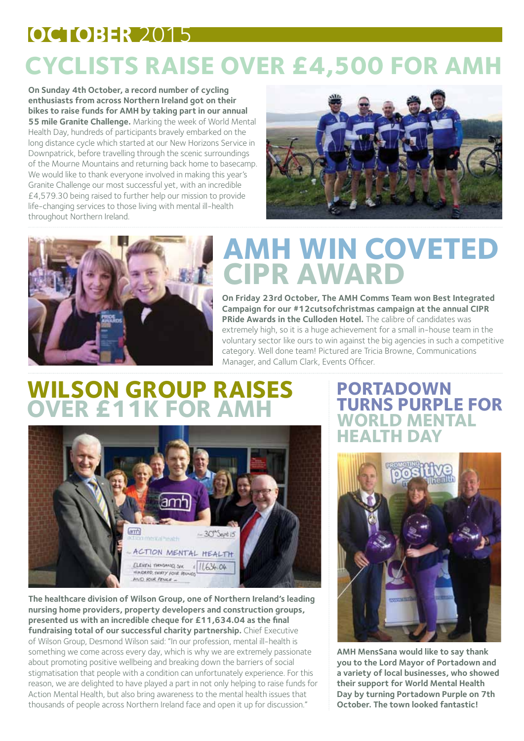# OCTOBER 2015

## CYCLISTS RAISE OVER £4,500 FOR AMH

**On Sunday 4th October, a record number of cycling enthusiasts from across Northern Ireland got on their bikes to raise funds for AMH by taking part in our annual 55 mile Granite Challenge.** Marking the week of World Mental Health Day, hundreds of participants bravely embarked on the long distance cycle which started at our New Horizons Service in Downpatrick, before travelling through the scenic surroundings of the Mourne Mountains and returning back home to basecamp. We would like to thank everyone involved in making this year's Granite Challenge our most successful yet, with an incredible £4,579.30 being raised to further help our mission to provide life-changing services to those living with mental ill-health throughout Northern Ireland.

## AMH WIN COVETED CIPR AWARD

**On Friday 23rd October, The AMH Comms Team won Best Integrated Campaign for our #12cutsofchristmas campaign at the annual CIPR PRide Awards in the Culloden Hotel.** The calibre of candidates was extremely high, so it is a huge achievement for a small in-house team in the voluntary sector like ours to win against the big agencies in such a competitive category. Well done team! Pictured are Tricia Browne, Communications Manager, and Callum Clark, Events Officer.

## WILSON GROUP RAISES OVER £11K FOR AMH

**The healthcare division of Wilson Group, one of Northern Ireland's leading nursing home providers, property developers and construction groups, presented us with an incredible cheque for £11,634.04 as the final fundraising total of our successful charity partnership.** Chief Executive of Wilson Group, Desmond Wilson said: "In our profession, mental ill-health is something we come across every day, which is why we are extremely passionate about promoting positive wellbeing and breaking down the barriers of social stigmatisation that people with a condition can unfortunately experience. For this reason, we are delighted to have played a part in not only helping to raise funds for Action Mental Health, but also bring awareness to the mental health issues that thousands of people across Northern Ireland face and open it up for discussion."

## PORTADOWN TURNS PURPLE FOR WORLD MENTAL HEALTH DAY

**AMH MensSana would like to say thank you to the Lord Mayor of Portadown and a variety of local businesses, who showed their support for World Mental Health Day by turning Portadown Purple on 7th October. The town looked fantastic!**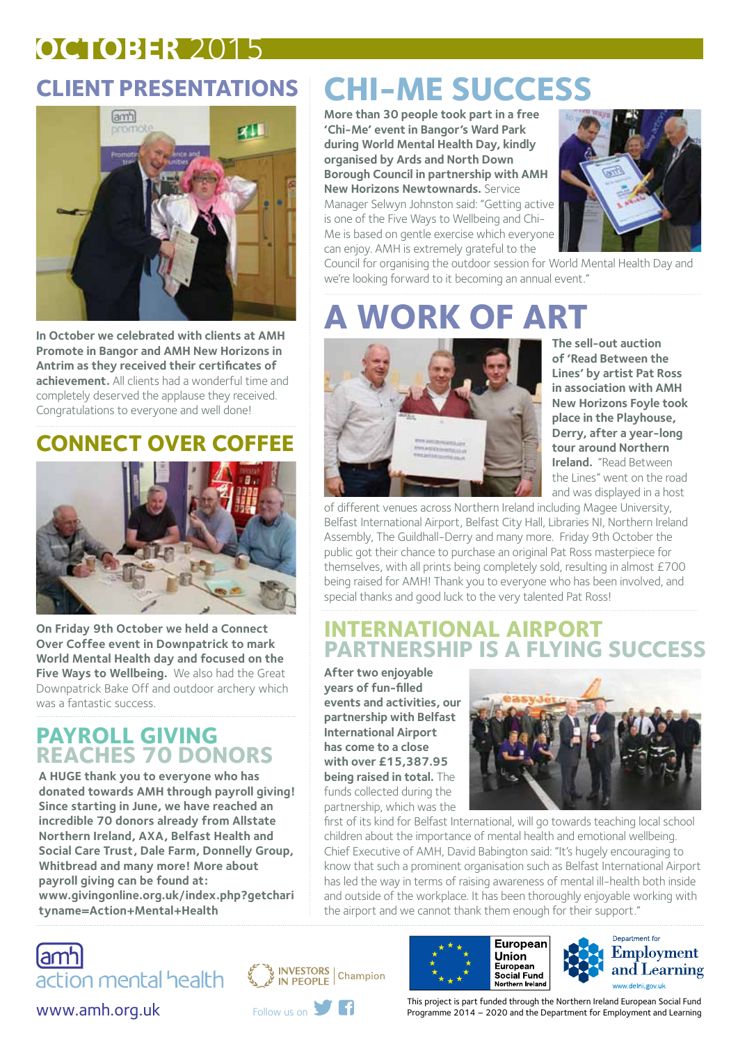# OCTOBER 2015

## CLIENT PRESENTATIONS

**In October we celebrated with clients at AMH Promote in Bangor and AMH New Horizons in Antrim as they received their certificates of achievement.** All clients had a wonderful time and completely deserved the applause they received. Congratulations to everyone and well done!

## CONNECT OVER COFFEE

**On Friday 9th October we held a Connect Over Coffee event in Downpatrick to mark World Mental Health day and focused on the Five Ways to Wellbeing.** We also had the Great Downpatrick Bake Off and outdoor archery which was a fantastic success.

## PAYROLL GIVING REACHES 70 DONORS

**A HUGE thank you to everyone who has donated towards AMH through payroll giving! Since starting in June, we have reached an incredible 70 donors already from Allstate Northern Ireland, AXA, Belfast Health and Social Care Trust, Dale Farm, Donnelly Group, Whitbread and many more! More about payroll giving can be found at: www.givingonline.org.uk/index.php?getcharityname=Action+Mental+Health**

## CHI-ME SUCCESS

**More than 30 people took part in a free 'Chi-Me' event in Bangor's Ward Park during World Mental Health Day, kindly organised by Ards and North Down Borough Council in partnership with AMH New Horizons Newtownards.** Service Manager Selwyn Johnston said: "Getting active is one of the Five Ways to Wellbeing and Chi-Me is based on gentle exercise which everyone can enjoy. AMH is extremely grateful to the Council for organising the outdoor session for World Mental Health Day and we're looking forward to it becoming an annual event."

## A WORK OF ART

**The sell-out auction of 'Read Between the Lines' by artist Pat Ross in association with AMH New Horizons Foyle took place in the Playhouse, Derry, after a year-long tour around Northern Ireland.** "Read Between the Lines" went on the road and was displayed in a host of different venues across Northern Ireland including Magee University, Belfast International Airport, Belfast City Hall, Libraries NI, Northern Ireland Assembly, The Guildhall-Derry and many more. Friday 9th October the public got their chance to purchase an original Pat Ross masterpiece for themselves, with all prints being completely sold, resulting in almost £700 being raised for AMH! Thank you to everyone who has been involved, and special thanks and good luck to the very talented Pat Ross!

## INTERNATIONAL AIRPORT PARTNERSHIP IS A FLYING SUCCESS

**After two enjoyable years of fun-filled events and activities, our partnership with Belfast International Airport has come to a close with over £15,387.95 being raised in total.** The funds collected during the partnership, which was the first of its kind for Belfast International, will go towards teaching local school children about the importance of mental health and emotional wellbeing. Chief Executive of AMH, David Babington said: "It's hugely encouraging to know that such a prominent organisation such as Belfast International Airport has led the way in terms of raising awareness of mental ill-health both inside and outside of the workplace. It has been thoroughly enjoyable working with the airport and we cannot thank them enough for their support."

amh action mental health

www.amh.org.uk

Investors in People Champion

Follow us on

European Union European Social Fund Northern Ireland

Department for Employment and Learning www.delni.gov.uk

This project is part funded through the Northern Ireland European Social Fund Programme 2014 – 2020 and the Department for Employment and Learning